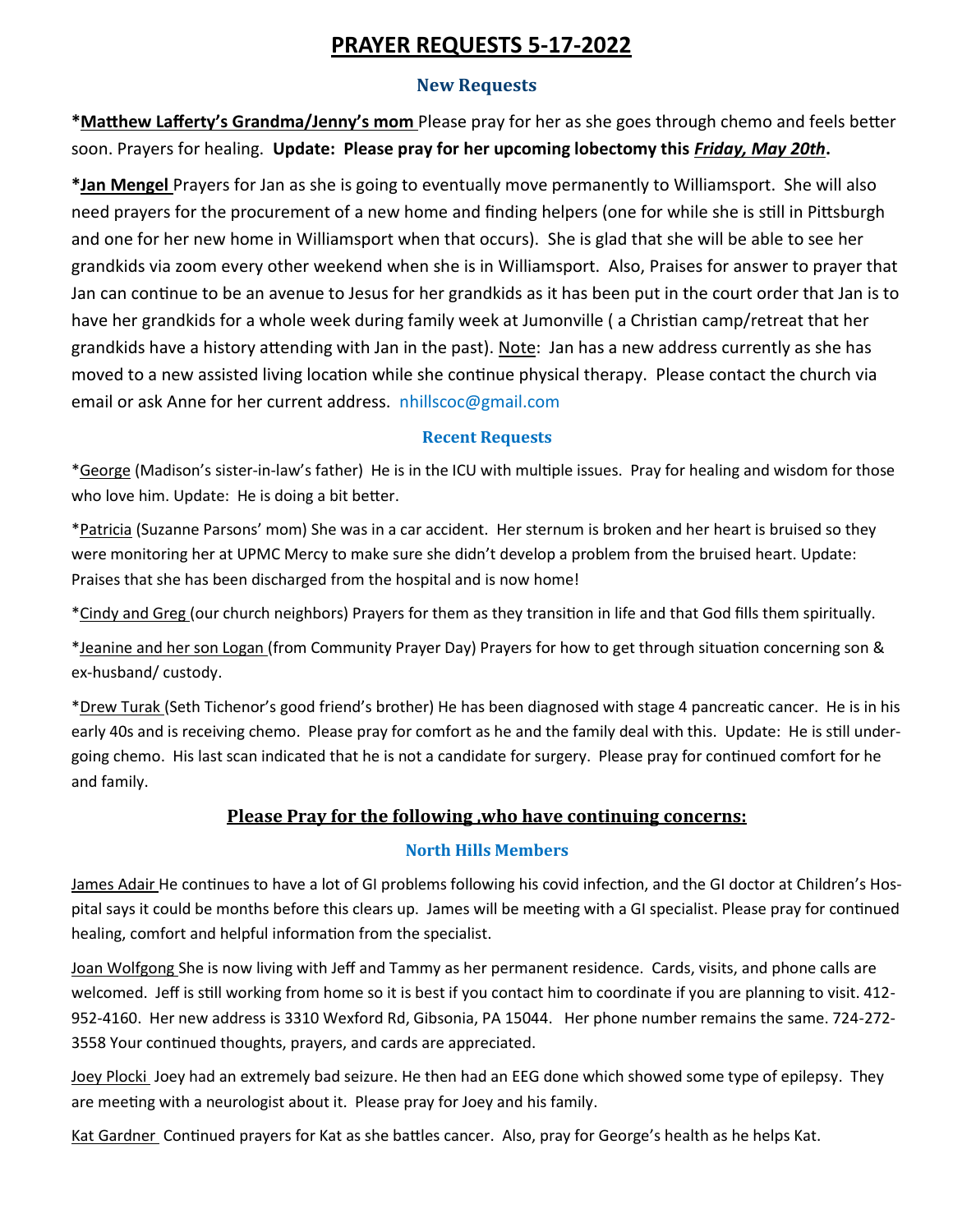# PRAYER REQUESTS 5-17-2022

### New Requests

**\*Matthew Lafferty's Grandma/Jenny's mom** Please pray for her as she goes through chemo and feels better soon. Prayers for healing. **Update: Please pray for her upcoming lobectomy this *Friday, May 20th*.**

**\*Jan Mengel** Prayers for Jan as she is going to eventually move permanently to Williamsport. She will also need prayers for the procurement of a new home and finding helpers (one for while she is still in Pittsburgh and one for her new home in Williamsport when that occurs). She is glad that she will be able to see her grandkids via zoom every other weekend when she is in Williamsport. Also, Praises for answer to prayer that Jan can continue to be an avenue to Jesus for her grandkids as it has been put in the court order that Jan is to have her grandkids for a whole week during family week at Jumonville ( a Christian camp/retreat that her grandkids have a history attending with Jan in the past). Note: Jan has a new address currently as she has moved to a new assisted living location while she continue physical therapy. Please contact the church via email or ask Anne for her current address. nhillscoc@gmail.com

### Recent Requests

*George (Madison's sister-in-law's father) He is in the ICU with multiple issues. Pray for healing and wisdom for those who love him. Update: He is doing a bit better.

*Patricia (Suzanne Parsons' mom) She was in a car accident. Her sternum is broken and her heart is bruised so they were monitoring her at UPMC Mercy to make sure she didn't develop a problem from the bruised heart. Update: Praises that she has been discharged from the hospital and is now home!

*Cindy and Greg (our church neighbors) Prayers for them as they transition in life and that God fills them spiritually.

*Jeanine and her son Logan (from Community Prayer Day) Prayers for how to get through situation concerning son & ex-husband/ custody.

*Drew Turak (Seth Tichenor's good friend's brother) He has been diagnosed with stage 4 pancreatic cancer. He is in his early 40s and is receiving chemo. Please pray for comfort as he and the family deal with this. Update: He is still undergoing chemo. His last scan indicated that he is not a candidate for surgery. Please pray for continued comfort for he and family.

## Please Pray for the following ,who have continuing concerns:

### North Hills Members

James Adair He continues to have a lot of GI problems following his covid infection, and the GI doctor at Children's Hospital says it could be months before this clears up. James will be meeting with a GI specialist. Please pray for continued healing, comfort and helpful information from the specialist.

Joan Wolfgong She is now living with Jeff and Tammy as her permanent residence. Cards, visits, and phone calls are welcomed. Jeff is still working from home so it is best if you contact him to coordinate if you are planning to visit. 412-952-4160. Her new address is 3310 Wexford Rd, Gibsonia, PA 15044. Her phone number remains the same. 724-272-3558 Your continued thoughts, prayers, and cards are appreciated.

Joey Plocki Joey had an extremely bad seizure. He then had an EEG done which showed some type of epilepsy. They are meeting with a neurologist about it. Please pray for Joey and his family.

Kat Gardner Continued prayers for Kat as she battles cancer. Also, pray for George's health as he helps Kat.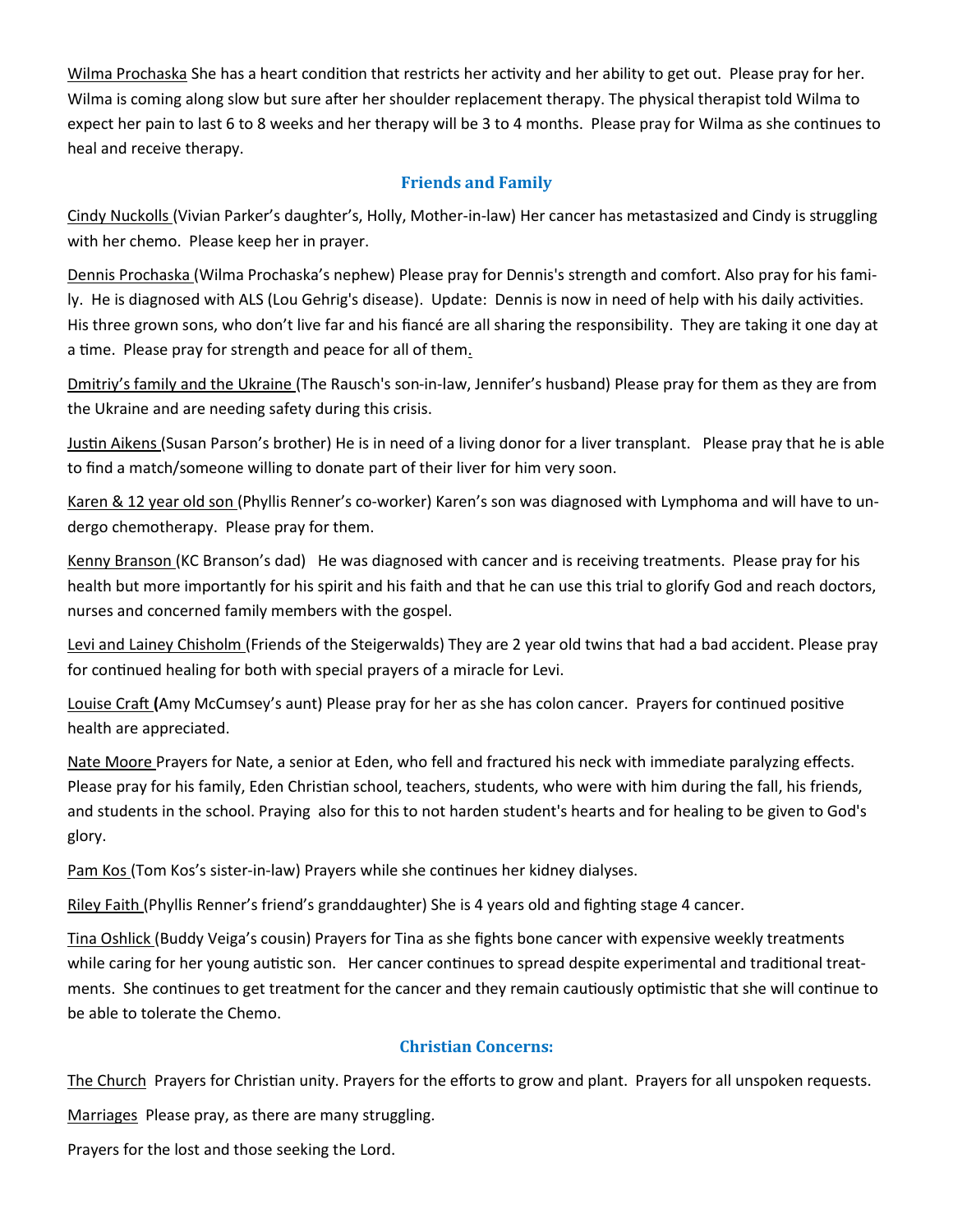Wilma Prochaska She has a heart condition that restricts her activity and her ability to get out. Please pray for her. Wilma is coming along slow but sure after her shoulder replacement therapy. The physical therapist told Wilma to expect her pain to last 6 to 8 weeks and her therapy will be 3 to 4 months. Please pray for Wilma as she continues to heal and receive therapy.

## Friends and Family

Cindy Nuckolls (Vivian Parker's daughter's, Holly, Mother-in-law) Her cancer has metastasized and Cindy is struggling with her chemo. Please keep her in prayer.

Dennis Prochaska (Wilma Prochaska's nephew) Please pray for Dennis's strength and comfort. Also pray for his family. He is diagnosed with ALS (Lou Gehrig's disease). Update: Dennis is now in need of help with his daily activities. His three grown sons, who don't live far and his fiancé are all sharing the responsibility. They are taking it one day at a time. Please pray for strength and peace for all of them.

Dmitriy's family and the Ukraine (The Rausch's son-in-law, Jennifer's husband) Please pray for them as they are from the Ukraine and are needing safety during this crisis.

Justin Aikens (Susan Parson's brother) He is in need of a living donor for a liver transplant. Please pray that he is able to find a match/someone willing to donate part of their liver for him very soon.

Karen & 12 year old son (Phyllis Renner's co-worker) Karen's son was diagnosed with Lymphoma and will have to undergo chemotherapy. Please pray for them.

Kenny Branson (KC Branson's dad) He was diagnosed with cancer and is receiving treatments. Please pray for his health but more importantly for his spirit and his faith and that he can use this trial to glorify God and reach doctors, nurses and concerned family members with the gospel.

Levi and Lainey Chisholm (Friends of the Steigerwalds) They are 2 year old twins that had a bad accident. Please pray for continued healing for both with special prayers of a miracle for Levi.

Louise Craft **(**Amy McCumsey's aunt) Please pray for her as she has colon cancer. Prayers for continued positive health are appreciated.

Nate Moore Prayers for Nate, a senior at Eden, who fell and fractured his neck with immediate paralyzing effects. Please pray for his family, Eden Christian school, teachers, students, who were with him during the fall, his friends, and students in the school. Praying also for this to not harden student's hearts and for healing to be given to God's glory.

Pam Kos (Tom Kos's sister-in-law) Prayers while she continues her kidney dialyses.

Riley Faith (Phyllis Renner's friend's granddaughter) She is 4 years old and fighting stage 4 cancer.

Tina Oshlick (Buddy Veiga's cousin) Prayers for Tina as she fights bone cancer with expensive weekly treatments while caring for her young autistic son. Her cancer continues to spread despite experimental and traditional treatments. She continues to get treatment for the cancer and they remain cautiously optimistic that she will continue to be able to tolerate the Chemo.

## Christian Concerns:

The Church Prayers for Christian unity. Prayers for the efforts to grow and plant. Prayers for all unspoken requests.

Marriages Please pray, as there are many struggling.

Prayers for the lost and those seeking the Lord.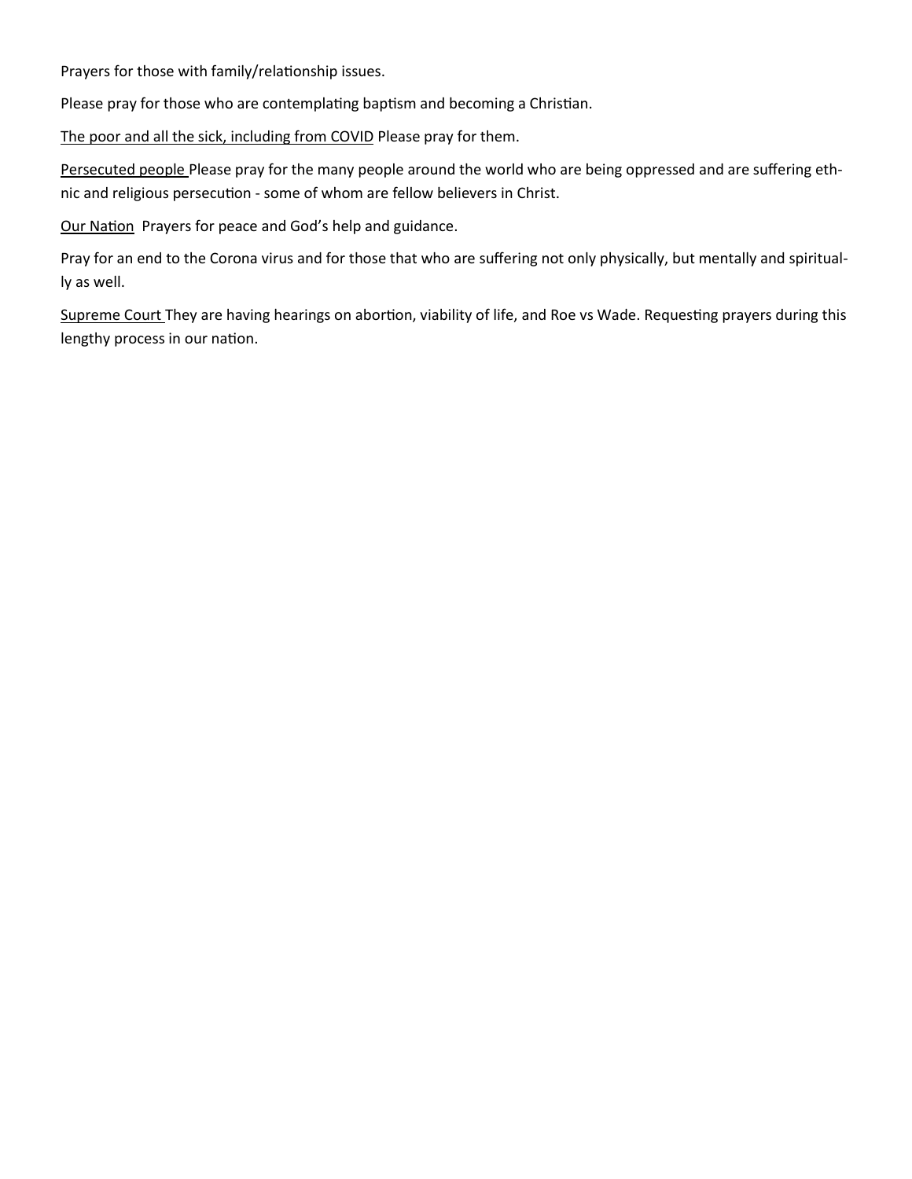Prayers for those with family/relationship issues.

Please pray for those who are contemplating baptism and becoming a Christian.

<u>The poor and all the sick, including from COVID</u> Please pray for them.

<u>Persecuted people</u> Please pray for the many people around the world who are being oppressed and are suffering ethnic and religious persecution - some of whom are fellow believers in Christ.

<u>Our Nation</u> Prayers for peace and God's help and guidance.

Pray for an end to the Corona virus and for those that who are suffering not only physically, but mentally and spiritually as well.

<u>Supreme Court</u> They are having hearings on abortion, viability of life, and Roe vs Wade. Requesting prayers during this lengthy process in our nation.